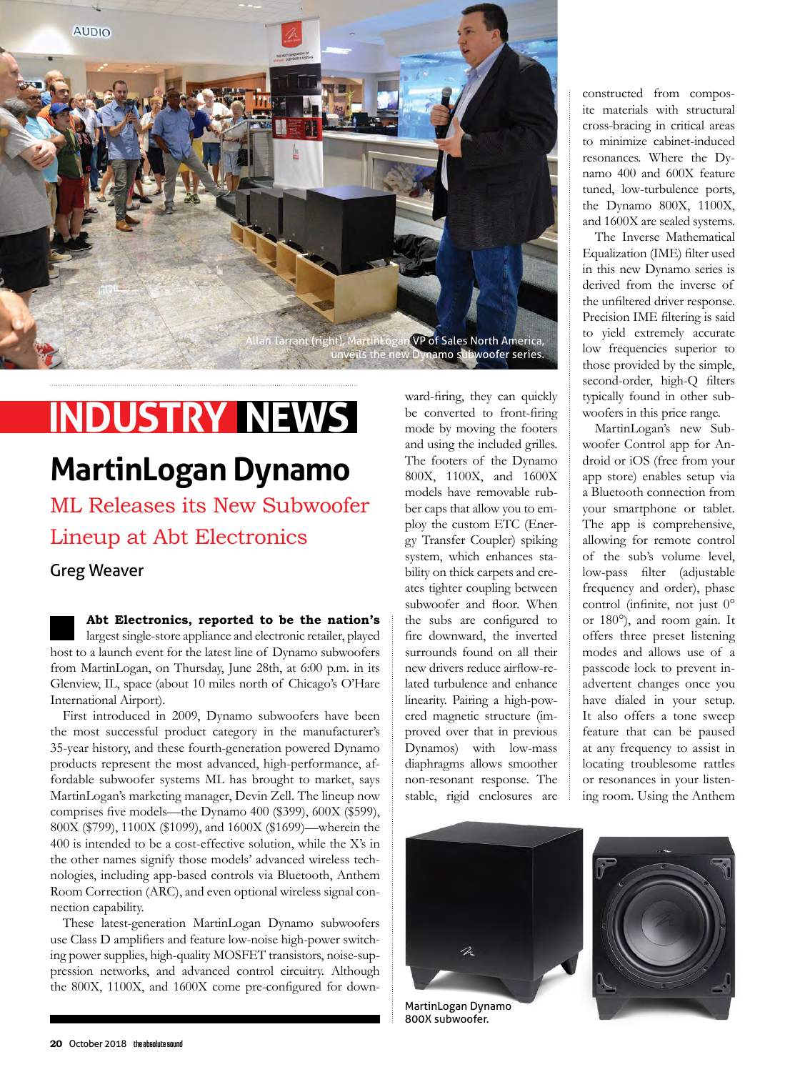Allan Tarrant (right), MartinLogan VP of Sales North America, unveils the new Dynamo subwoofer series.

# INDUSTRY NEWS

## MartinLogan Dynamo

### ML Releases its New Subwoofer Lineup at Abt Electronics

Greg Weaver

**Abt Electronics, reported to be the nation's** largest single-store appliance and electronic retailer, played host to a launch event for the latest line of Dynamo subwoofers from MartinLogan, on Thursday, June 28th, at 6:00 p.m. in its Glenview, IL, space (about 10 miles north of Chicago's O'Hare International Airport).

First introduced in 2009, Dynamo subwoofers have been the most successful product category in the manufacturer's 35-year history, and these fourth-generation powered Dynamo products represent the most advanced, high-performance, affordable subwoofer systems ML has brought to market, says MartinLogan's marketing manager, Devin Zell. The lineup now comprises five models—the Dynamo 400 ($399), 600X ($599), 800X ($799), 1100X ($1099), and 1600X ($1699)—wherein the 400 is intended to be a cost-effective solution, while the X's in the other names signify those models' advanced wireless technologies, including app-based controls via Bluetooth, Anthem Room Correction (ARC), and even optional wireless signal connection capability.

These latest-generation MartinLogan Dynamo subwoofers use Class D amplifiers and feature low-noise high-power switching power supplies, high-quality MOSFET transistors, noise-suppression networks, and advanced control circuitry. Although the 800X, 1100X, and 1600X come pre-configured for downward-firing, they can quickly be converted to front-firing mode by moving the footers and using the included grilles. The footers of the Dynamo 800X, 1100X, and 1600X models have removable rubber caps that allow you to employ the custom ETC (Energy Transfer Coupler) spiking system, which enhances stability on thick carpets and creates tighter coupling between subwoofer and floor. When the subs are configured to fire downward, the inverted surrounds found on all their new drivers reduce airflow-related turbulence and enhance linearity. Pairing a high-powered magnetic structure (improved over that in previous Dynamos) with low-mass diaphragms allows smoother non-resonant response. The stable, rigid enclosures are constructed from composite materials with structural cross-bracing in critical areas to minimize cabinet-induced resonances. Where the Dynamo 400 and 600X feature tuned, low-turbulence ports, the Dynamo 800X, 1100X, and 1600X are sealed systems.

The Inverse Mathematical Equalization (IME) filter used in this new Dynamo series is derived from the inverse of the unfiltered driver response. Precision IME filtering is said to yield extremely accurate low frequencies superior to those provided by the simple, second-order, high-Q filters typically found in other subwoofers in this price range.

MartinLogan's new Subwoofer Control app for Android or iOS (free from your app store) enables setup via a Bluetooth connection from your smartphone or tablet. The app is comprehensive, allowing for remote control of the sub's volume level, low-pass filter (adjustable frequency and order), phase control (infinite, not just 0° or 180°), and room gain. It offers three preset listening modes and allows use of a passcode lock to prevent inadvertent changes once you have dialed in your setup. It also offers a tone sweep feature that can be paused at any frequency to assist in locating troublesome rattles or resonances in your listening room. Using the Anthem

MartinLogan Dynamo 800X subwoofer.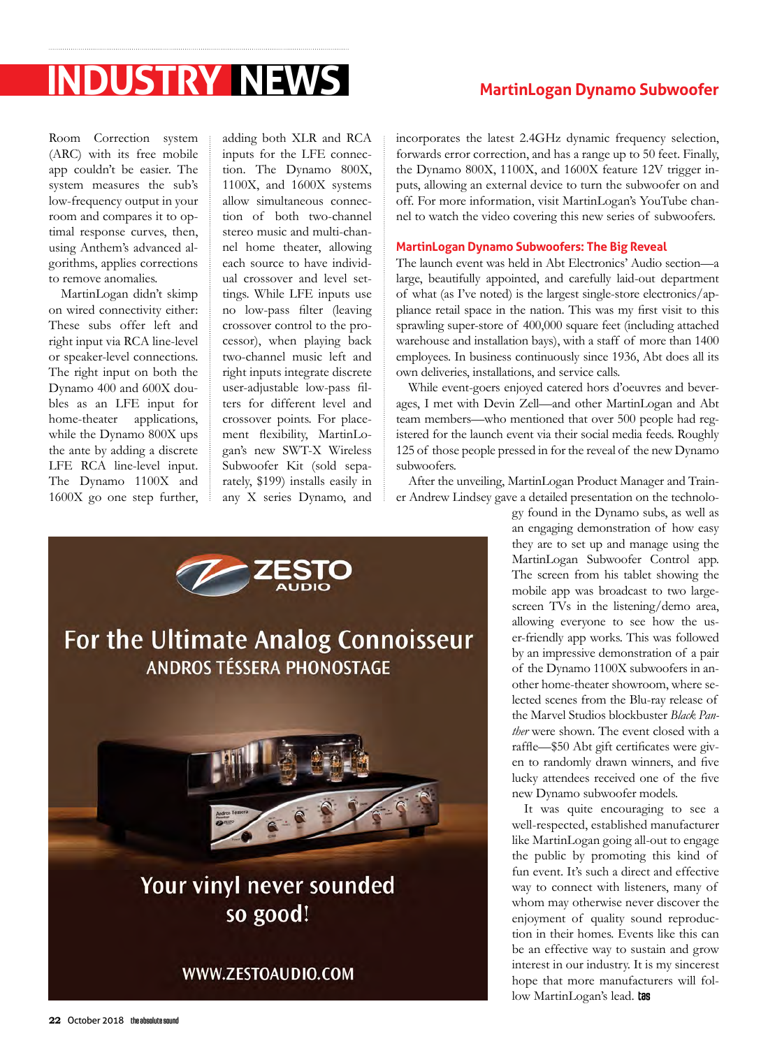Room Correction system (ARC) with its free mobile app couldn't be easier. The system measures the sub's low-frequency output in your room and compares it to optimal response curves, then, using Anthem's advanced algorithms, applies corrections to remove anomalies.

MartinLogan didn't skimp on wired connectivity either: These subs offer left and right input via RCA line-level or speaker-level connections. The right input on both the Dynamo 400 and 600X doubles as an LFE input for home-theater applications, while the Dynamo 800X ups the ante by adding a discrete LFE RCA line-level input. The Dynamo 1100X and 1600X go one step further, adding both XLR and RCA inputs for the LFE connection. The Dynamo 800X, 1100X, and 1600X systems allow simultaneous connection of both two-channel stereo music and multi-channel home theater, allowing each source to have individual crossover and level settings. While LFE inputs use no low-pass filter (leaving crossover control to the processor), when playing back two-channel music left and right inputs integrate discrete user-adjustable low-pass filters for different level and crossover points. For placement flexibility, MartinLogan's new SWT-X Wireless Subwoofer Kit (sold separately, $199) installs easily in any X series Dynamo, and incorporates the latest 2.4GHz dynamic frequency selection, forwards error correction, and has a range up to 50 feet. Finally, the Dynamo 800X, 1100X, and 1600X feature 12V trigger inputs, allowing an external device to turn the subwoofer on and off. For more information, visit MartinLogan's YouTube channel to watch the video covering this new series of subwoofers.

### MartinLogan Dynamo Subwoofers: The Big Reveal

The launch event was held in Abt Electronics' Audio section—a large, beautifully appointed, and carefully laid-out department of what (as I've noted) is the largest single-store electronics/appliance retail space in the nation. This was my first visit to this sprawling super-store of 400,000 square feet (including attached warehouse and installation bays), with a staff of more than 1400 employees. In business continuously since 1936, Abt does all its own deliveries, installations, and service calls.

While event-goers enjoyed catered hors d'oeuvres and beverages, I met with Devin Zell—and other MartinLogan and Abt team members—who mentioned that over 500 people had registered for the launch event via their social media feeds. Roughly 125 of those people pressed in for the reveal of the new Dynamo subwoofers.

After the unveiling, MartinLogan Product Manager and Trainer Andrew Lindsey gave a detailed presentation on the technology found in the Dynamo subs, as well as an engaging demonstration of how easy they are to set up and manage using the MartinLogan Subwoofer Control app. The screen from his tablet showing the mobile app was broadcast to two large-screen TVs in the listening/demo area, allowing everyone to see how the user-friendly app works. This was followed by an impressive demonstration of a pair of the Dynamo 1100X subwoofers in another home-theater showroom, where selected scenes from the Blu-ray release of the Marvel Studios blockbuster *Black Panther* were shown. The event closed with a raffle—$50 Abt gift certificates were given to randomly drawn winners, and five lucky attendees received one of the five new Dynamo subwoofer models.

It was quite encouraging to see a well-respected, established manufacturer like MartinLogan going all-out to engage the public by promoting this kind of fun event. It's such a direct and effective way to connect with listeners, many of whom may otherwise never discover the enjoyment of quality sound reproduction in their homes. Events like this can be an effective way to sustain and grow interest in our industry. It is my sincerest hope that more manufacturers will follow MartinLogan's lead. **tas**

ZESTO AUDIO

For the Ultimate Analog Connoisseur

ANDROS TÉSSERA PHONOSTAGE

Your vinyl never sounded so good!

WWW.ZESTOAUDIO.COM